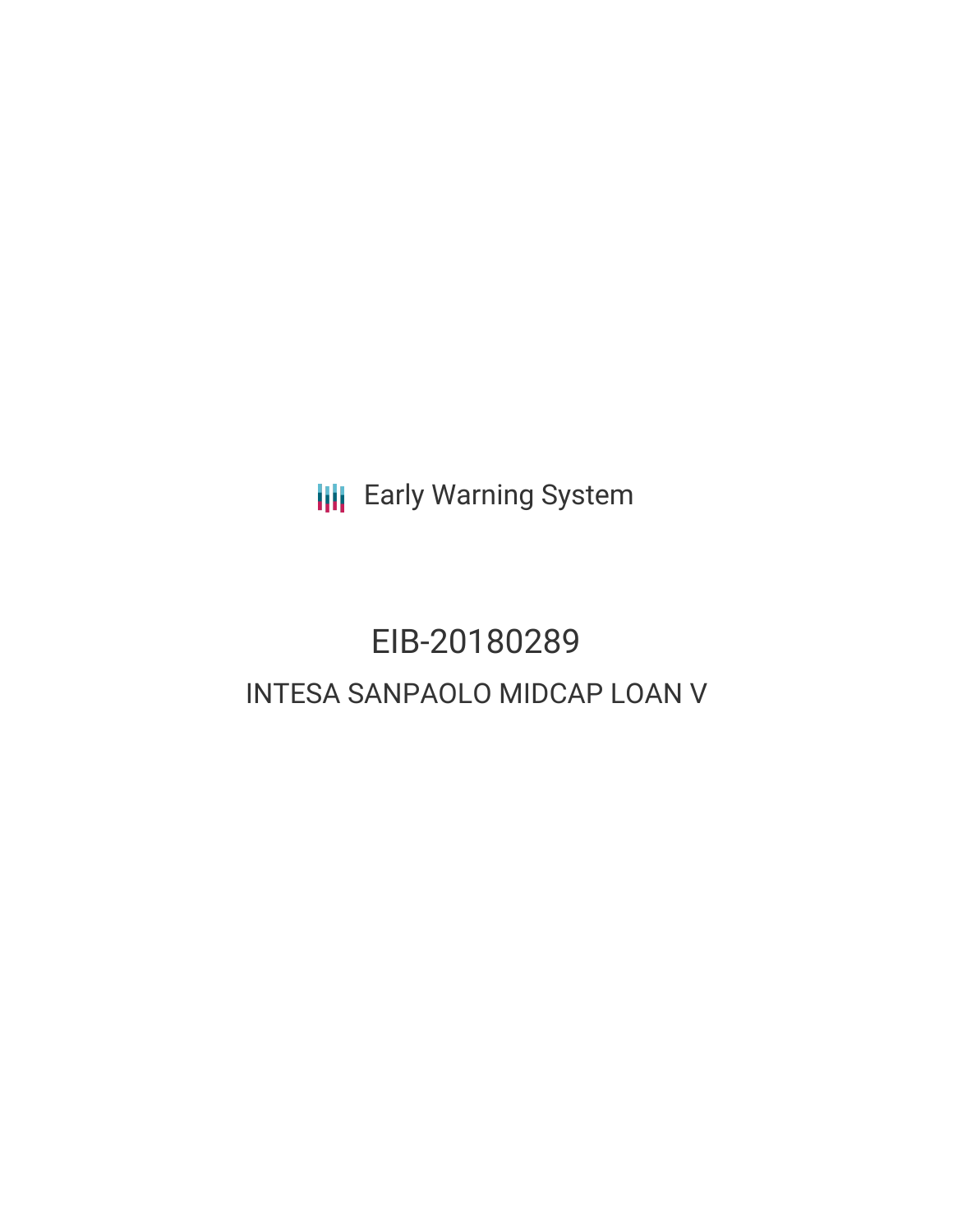Early Warning System

# EIB-20180289

## INTESA SANPAOLO MIDCAP LOAN V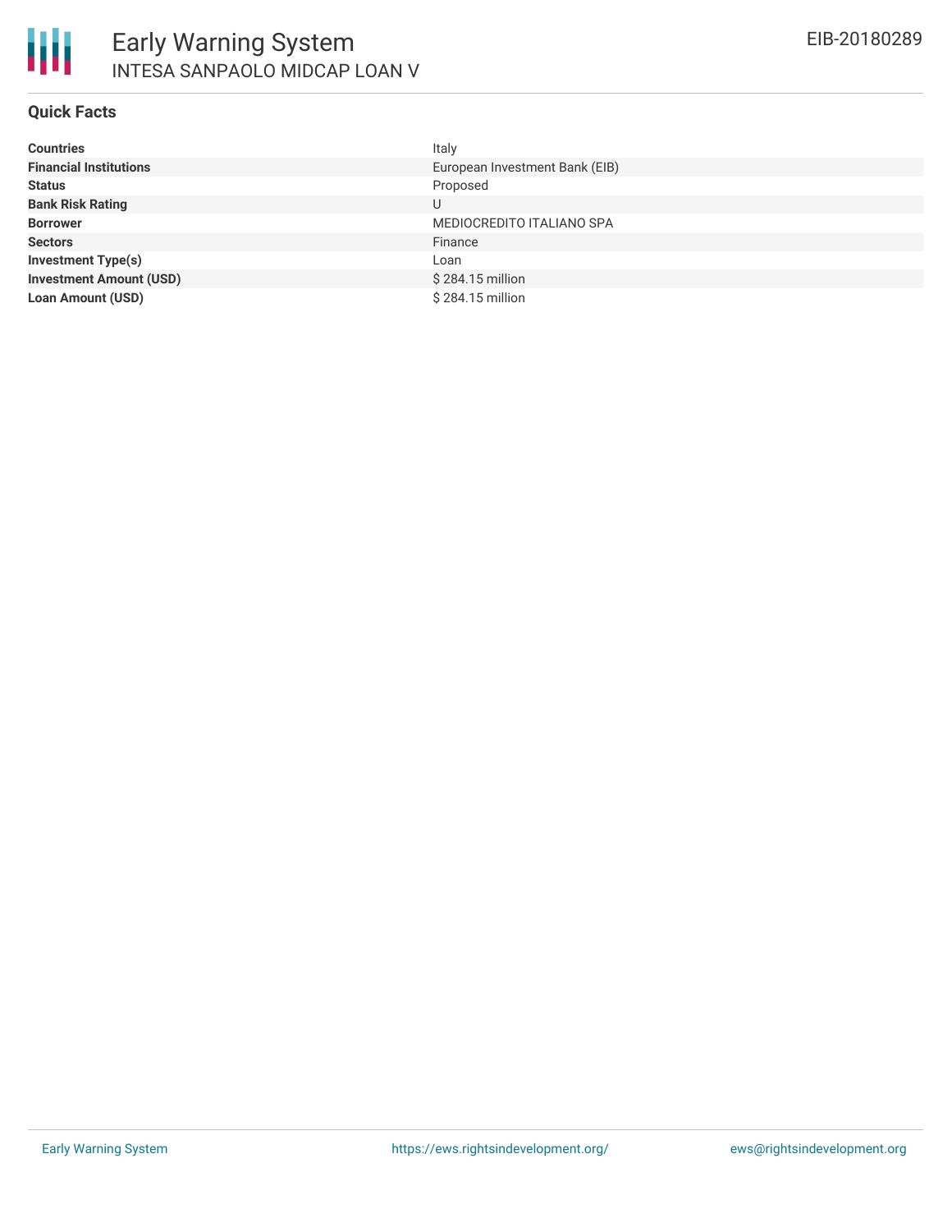## Quick Facts

| | |
|---|---|
| **Countries** | Italy |
| **Financial Institutions** | European Investment Bank (EIB) |
| **Status** | Proposed |
| **Bank Risk Rating** | U |
| **Borrower** | MEDIOCREDITO ITALIANO SPA |
| **Sectors** | Finance |
| **Investment Type(s)** | Loan |
| **Investment Amount (USD)** | $ 284.15 million |
| **Loan Amount (USD)** | $ 284.15 million |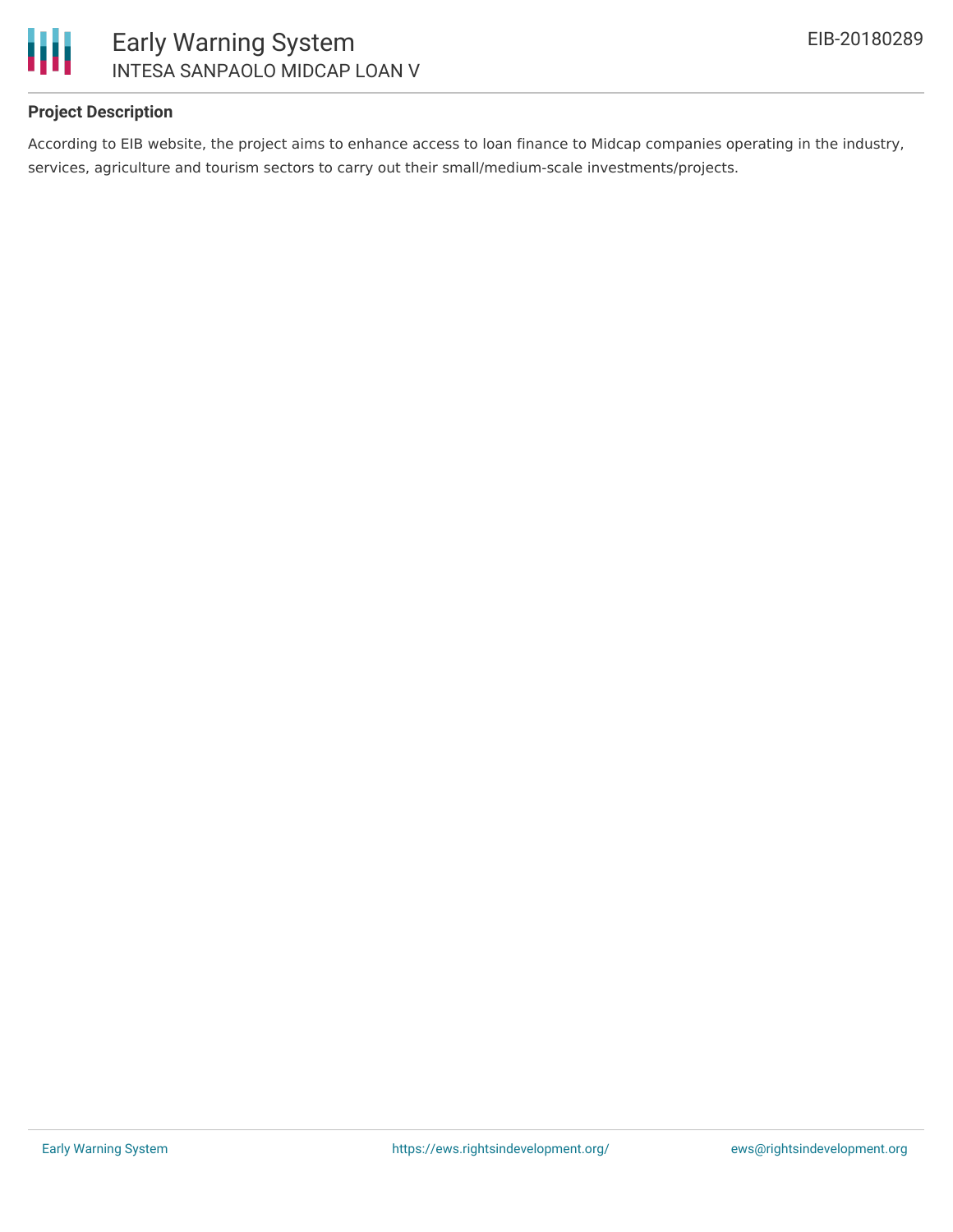### Project Description

According to EIB website, the project aims to enhance access to loan finance to Midcap companies operating in the industry, services, agriculture and tourism sectors to carry out their small/medium-scale investments/projects.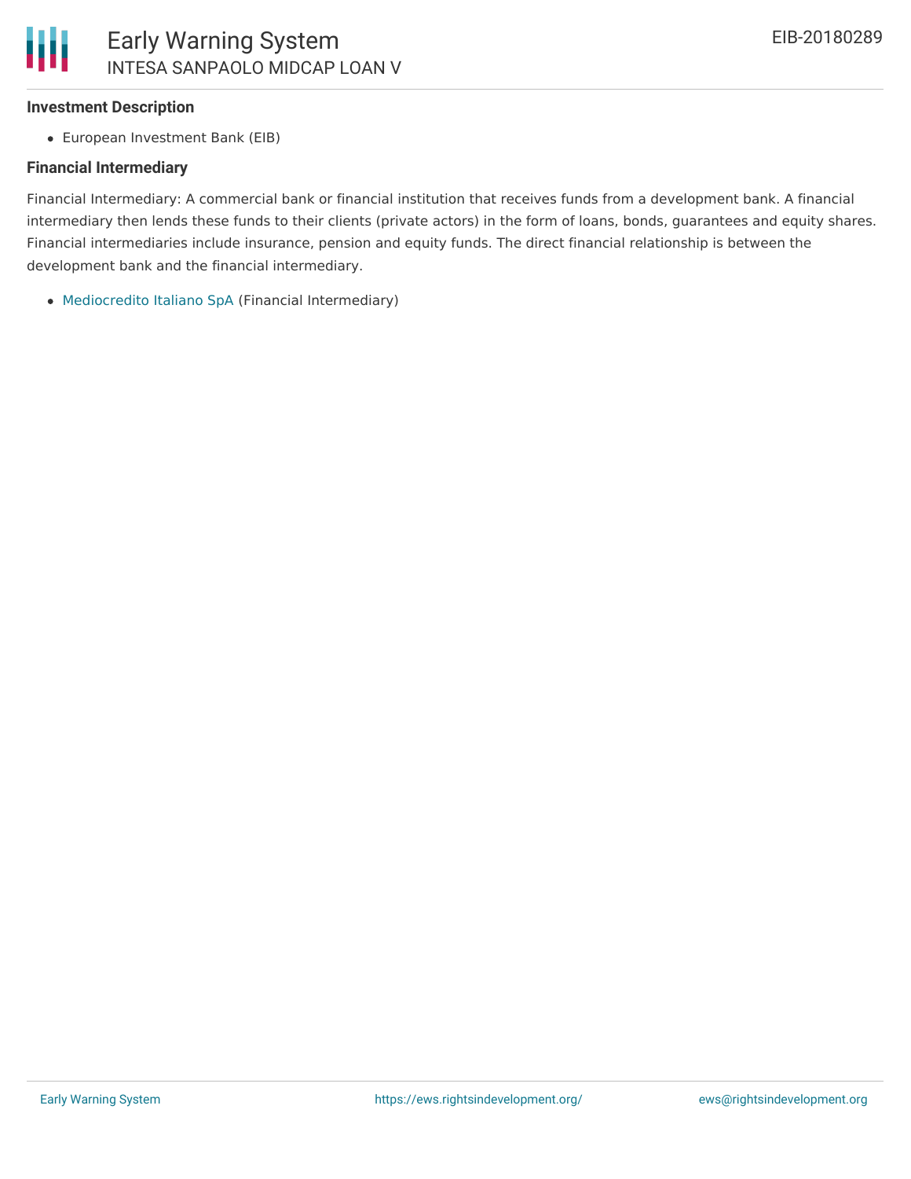### Investment Description

- European Investment Bank (EIB)

### Financial Intermediary

Financial Intermediary: A commercial bank or financial institution that receives funds from a development bank. A financial intermediary then lends these funds to their clients (private actors) in the form of loans, bonds, guarantees and equity shares. Financial intermediaries include insurance, pension and equity funds. The direct financial relationship is between the development bank and the financial intermediary.

- Mediocredito Italiano SpA (Financial Intermediary)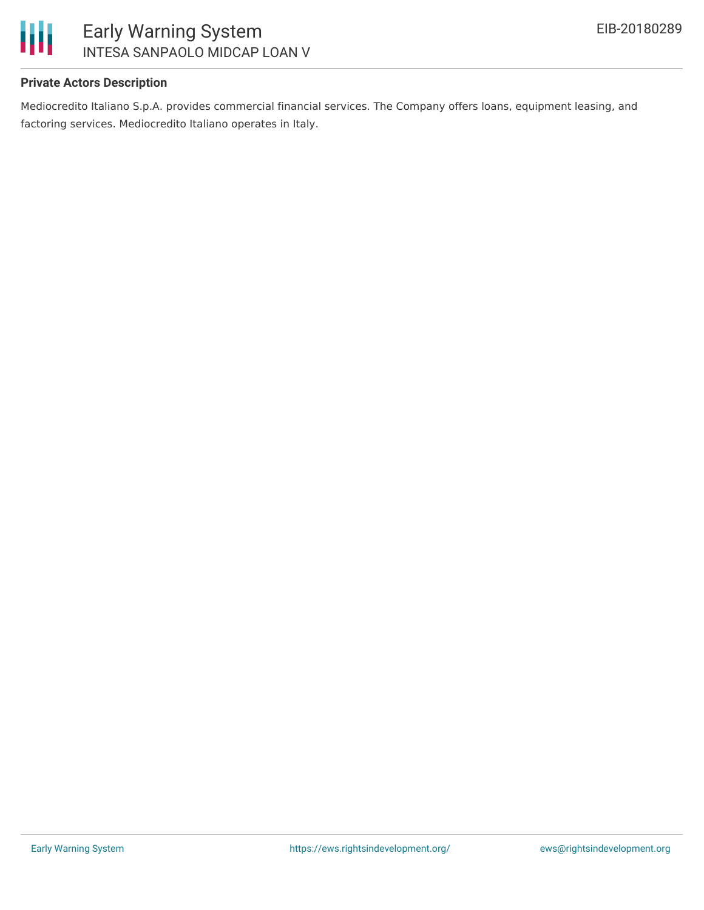**Private Actors Description**

Mediocredito Italiano S.p.A. provides commercial financial services. The Company offers loans, equipment leasing, and factoring services. Mediocredito Italiano operates in Italy.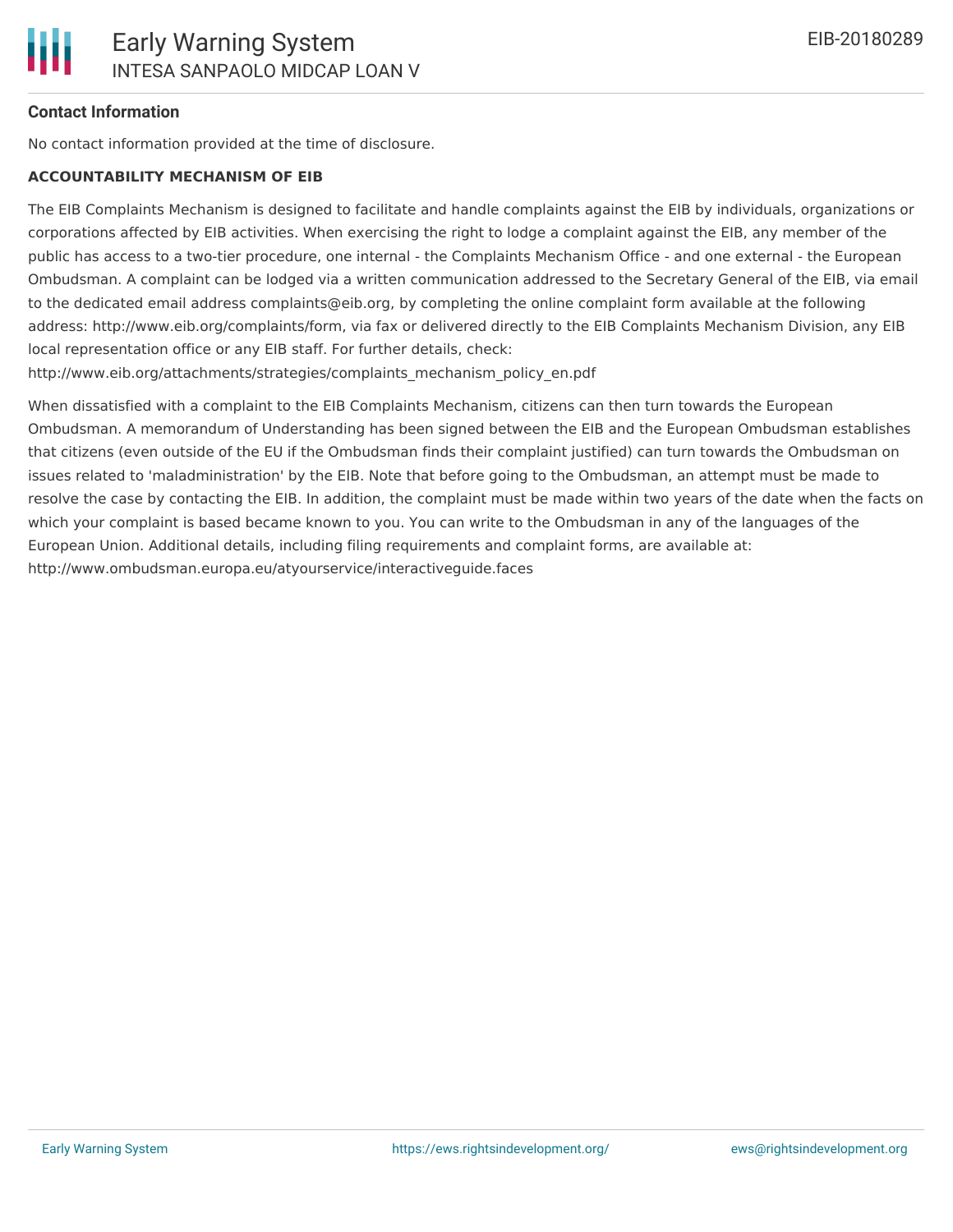### Contact Information

No contact information provided at the time of disclosure.

**ACCOUNTABILITY MECHANISM OF EIB**

The EIB Complaints Mechanism is designed to facilitate and handle complaints against the EIB by individuals, organizations or corporations affected by EIB activities. When exercising the right to lodge a complaint against the EIB, any member of the public has access to a two-tier procedure, one internal - the Complaints Mechanism Office - and one external - the European Ombudsman. A complaint can be lodged via a written communication addressed to the Secretary General of the EIB, via email to the dedicated email address complaints@eib.org, by completing the online complaint form available at the following address: http://www.eib.org/complaints/form, via fax or delivered directly to the EIB Complaints Mechanism Division, any EIB local representation office or any EIB staff. For further details, check: http://www.eib.org/attachments/strategies/complaints_mechanism_policy_en.pdf

When dissatisfied with a complaint to the EIB Complaints Mechanism, citizens can then turn towards the European Ombudsman. A memorandum of Understanding has been signed between the EIB and the European Ombudsman establishes that citizens (even outside of the EU if the Ombudsman finds their complaint justified) can turn towards the Ombudsman on issues related to 'maladministration' by the EIB. Note that before going to the Ombudsman, an attempt must be made to resolve the case by contacting the EIB. In addition, the complaint must be made within two years of the date when the facts on which your complaint is based became known to you. You can write to the Ombudsman in any of the languages of the European Union. Additional details, including filing requirements and complaint forms, are available at: http://www.ombudsman.europa.eu/atyourservice/interactiveguide.faces